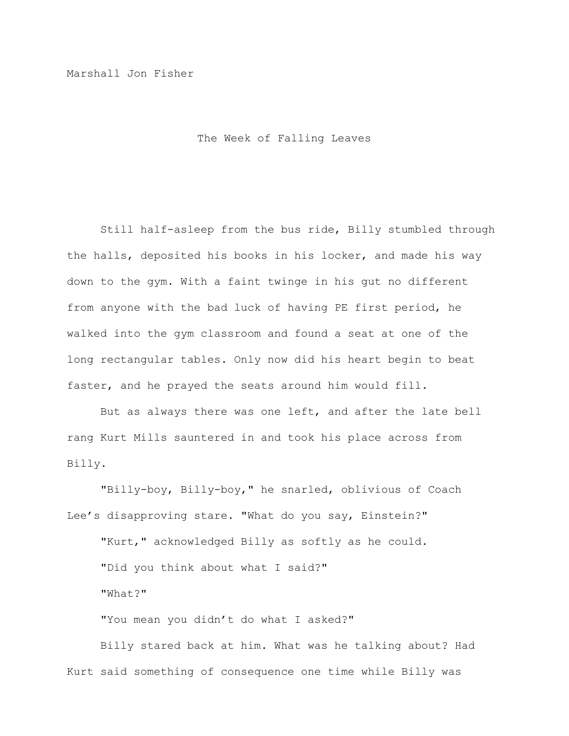Marshall Jon Fisher

# The Week of Falling Leaves

Still half-asleep from the bus ride, Billy stumbled through the halls, deposited his books in his locker, and made his way down to the gym. With a faint twinge in his gut no different from anyone with the bad luck of having PE first period, he walked into the gym classroom and found a seat at one of the long rectangular tables. Only now did his heart begin to beat faster, and he prayed the seats around him would fill.

But as always there was one left, and after the late bell rang Kurt Mills sauntered in and took his place across from Billy.

"Billy-boy, Billy-boy," he snarled, oblivious of Coach Lee's disapproving stare. "What do you say, Einstein?"

"Kurt," acknowledged Billy as softly as he could.

"Did you think about what I said?"

"What?"

"You mean you didn't do what I asked?"

Billy stared back at him. What was he talking about? Had Kurt said something of consequence one time while Billy was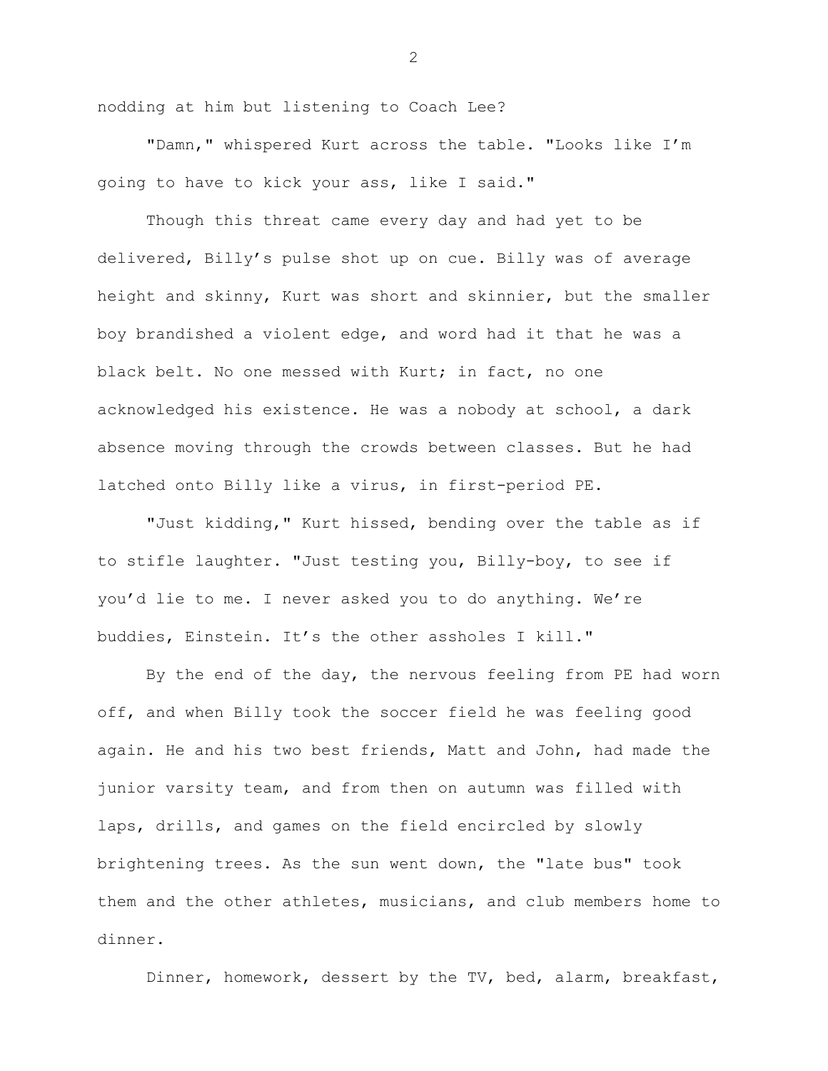nodding at him but listening to Coach Lee?

"Damn," whispered Kurt across the table. "Looks like I'm going to have to kick your ass, like I said."

Though this threat came every day and had yet to be delivered, Billy's pulse shot up on cue. Billy was of average height and skinny, Kurt was short and skinnier, but the smaller boy brandished a violent edge, and word had it that he was a black belt. No one messed with Kurt; in fact, no one acknowledged his existence. He was a nobody at school, a dark absence moving through the crowds between classes. But he had latched onto Billy like a virus, in first-period PE.

"Just kidding," Kurt hissed, bending over the table as if to stifle laughter. "Just testing you, Billy-boy, to see if you'd lie to me. I never asked you to do anything. We're buddies, Einstein. It's the other assholes I kill."

By the end of the day, the nervous feeling from PE had worn off, and when Billy took the soccer field he was feeling good again. He and his two best friends, Matt and John, had made the junior varsity team, and from then on autumn was filled with laps, drills, and games on the field encircled by slowly brightening trees. As the sun went down, the "late bus" took them and the other athletes, musicians, and club members home to dinner.

Dinner, homework, dessert by the TV, bed, alarm, breakfast,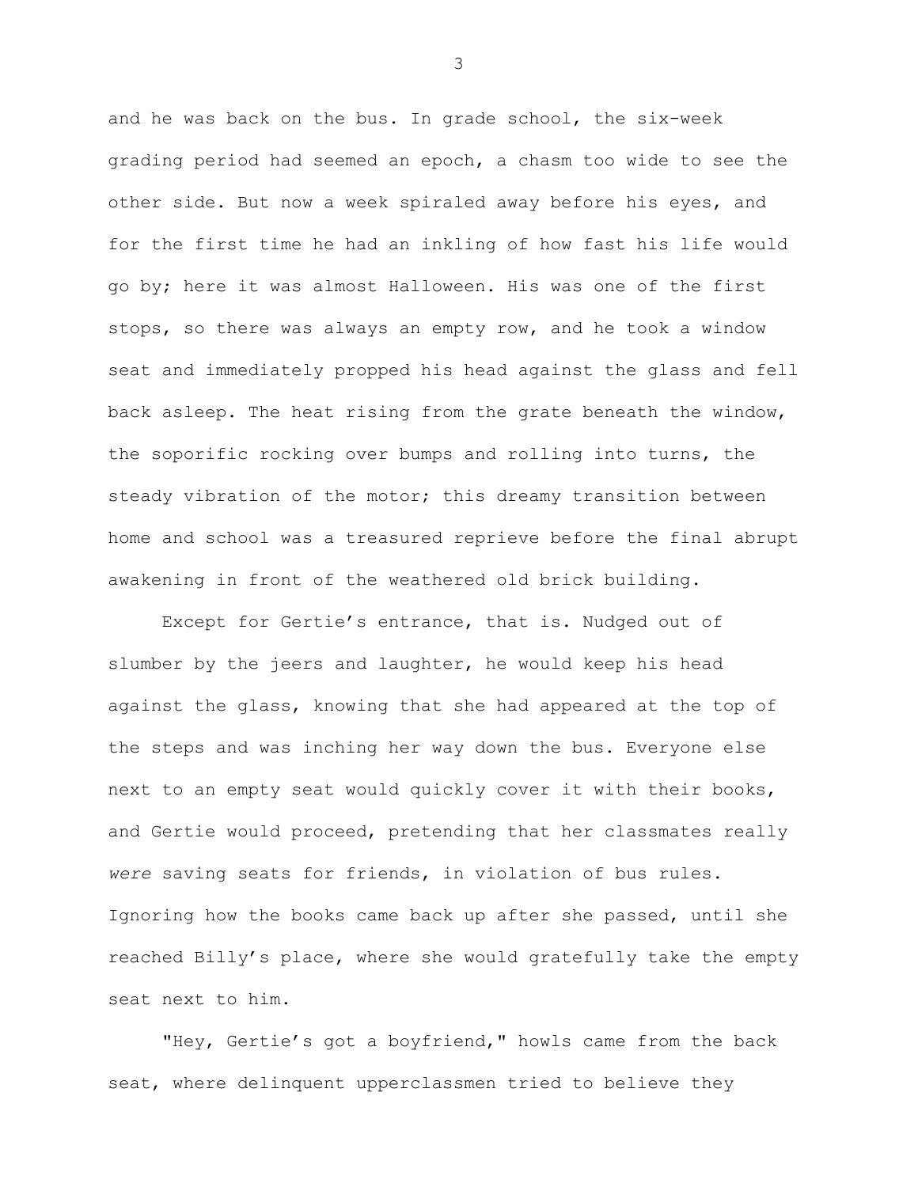and he was back on the bus. In grade school, the six-week grading period had seemed an epoch, a chasm too wide to see the other side. But now a week spiraled away before his eyes, and for the first time he had an inkling of how fast his life would go by; here it was almost Halloween. His was one of the first stops, so there was always an empty row, and he took a window seat and immediately propped his head against the glass and fell back asleep. The heat rising from the grate beneath the window, the soporific rocking over bumps and rolling into turns, the steady vibration of the motor; this dreamy transition between home and school was a treasured reprieve before the final abrupt awakening in front of the weathered old brick building.

Except for Gertie's entrance, that is. Nudged out of slumber by the jeers and laughter, he would keep his head against the glass, knowing that she had appeared at the top of the steps and was inching her way down the bus. Everyone else next to an empty seat would quickly cover it with their books, and Gertie would proceed, pretending that her classmates really *were* saving seats for friends, in violation of bus rules. Ignoring how the books came back up after she passed, until she reached Billy's place, where she would gratefully take the empty seat next to him.

"Hey, Gertie's got a boyfriend," howls came from the back seat, where delinquent upperclassmen tried to believe they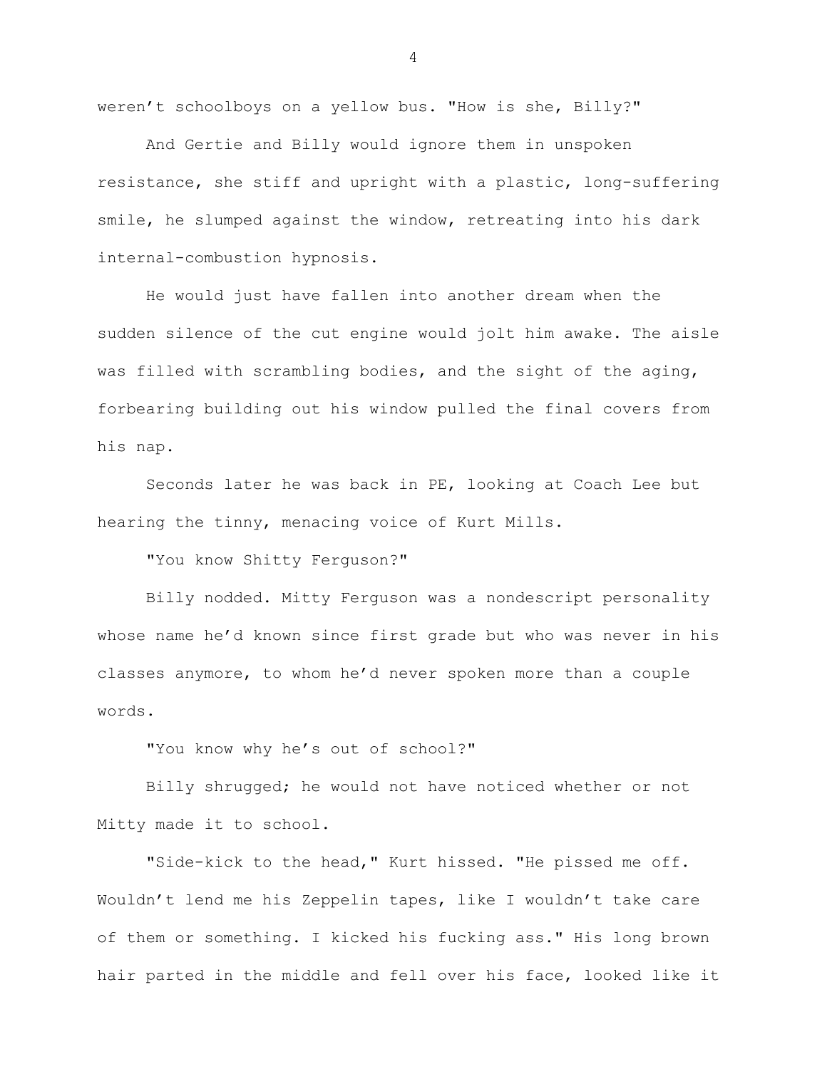weren't schoolboys on a yellow bus. "How is she, Billy?"

And Gertie and Billy would ignore them in unspoken resistance, she stiff and upright with a plastic, long-suffering smile, he slumped against the window, retreating into his dark internal-combustion hypnosis.

He would just have fallen into another dream when the sudden silence of the cut engine would jolt him awake. The aisle was filled with scrambling bodies, and the sight of the aging, forbearing building out his window pulled the final covers from his nap.

Seconds later he was back in PE, looking at Coach Lee but hearing the tinny, menacing voice of Kurt Mills.

"You know Shitty Ferguson?"

Billy nodded. Mitty Ferguson was a nondescript personality whose name he'd known since first grade but who was never in his classes anymore, to whom he'd never spoken more than a couple words.

"You know why he's out of school?"

Billy shrugged; he would not have noticed whether or not Mitty made it to school.

"Side-kick to the head," Kurt hissed. "He pissed me off. Wouldn't lend me his Zeppelin tapes, like I wouldn't take care of them or something. I kicked his fucking ass." His long brown hair parted in the middle and fell over his face, looked like it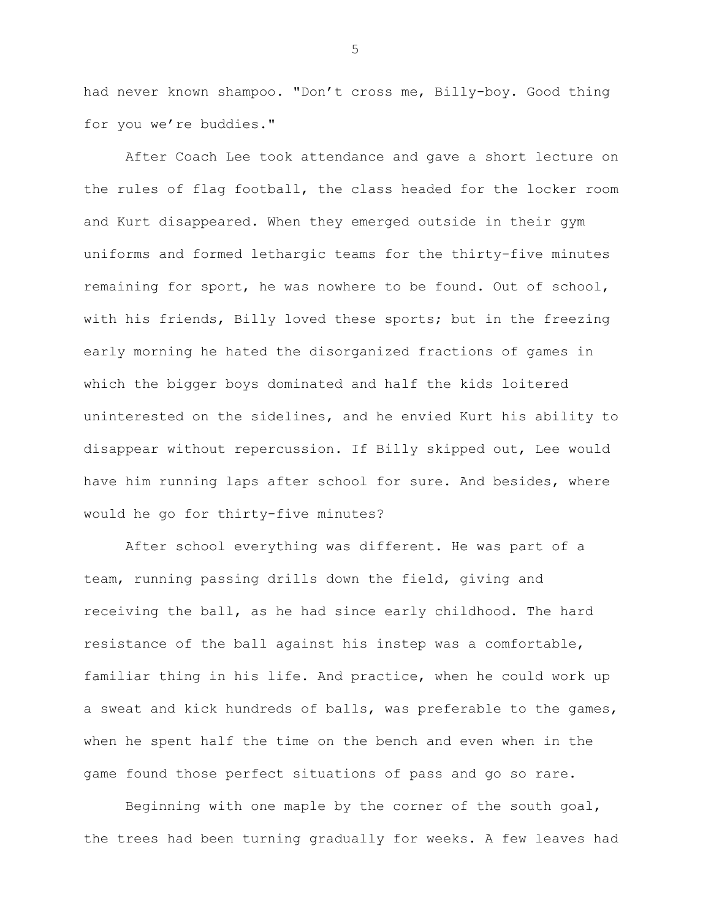had never known shampoo. "Don’t cross me, Billy-boy. Good thing for you we’re buddies."

After Coach Lee took attendance and gave a short lecture on the rules of flag football, the class headed for the locker room and Kurt disappeared. When they emerged outside in their gym uniforms and formed lethargic teams for the thirty-five minutes remaining for sport, he was nowhere to be found. Out of school, with his friends, Billy loved these sports; but in the freezing early morning he hated the disorganized fractions of games in which the bigger boys dominated and half the kids loitered uninterested on the sidelines, and he envied Kurt his ability to disappear without repercussion. If Billy skipped out, Lee would have him running laps after school for sure. And besides, where would he go for thirty-five minutes?

After school everything was different. He was part of a team, running passing drills down the field, giving and receiving the ball, as he had since early childhood. The hard resistance of the ball against his instep was a comfortable, familiar thing in his life. And practice, when he could work up a sweat and kick hundreds of balls, was preferable to the games, when he spent half the time on the bench and even when in the game found those perfect situations of pass and go so rare.

Beginning with one maple by the corner of the south goal, the trees had been turning gradually for weeks. A few leaves had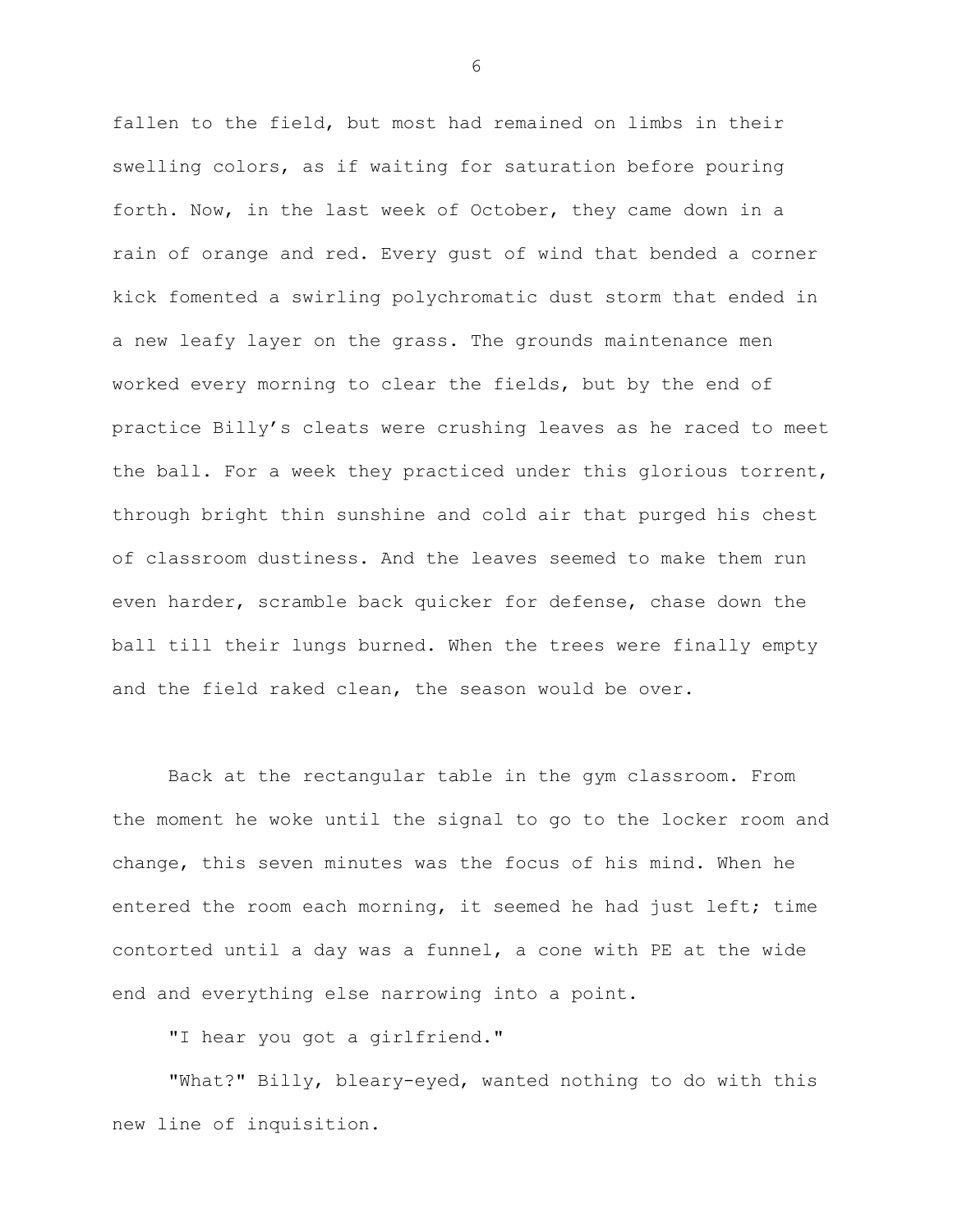fallen to the field, but most had remained on limbs in their swelling colors, as if waiting for saturation before pouring forth. Now, in the last week of October, they came down in a rain of orange and red. Every gust of wind that bended a corner kick fomented a swirling polychromatic dust storm that ended in a new leafy layer on the grass. The grounds maintenance men worked every morning to clear the fields, but by the end of practice Billy's cleats were crushing leaves as he raced to meet the ball. For a week they practiced under this glorious torrent, through bright thin sunshine and cold air that purged his chest of classroom dustiness. And the leaves seemed to make them run even harder, scramble back quicker for defense, chase down the ball till their lungs burned. When the trees were finally empty and the field raked clean, the season would be over.

Back at the rectangular table in the gym classroom. From the moment he woke until the signal to go to the locker room and change, this seven minutes was the focus of his mind. When he entered the room each morning, it seemed he had just left; time contorted until a day was a funnel, a cone with PE at the wide end and everything else narrowing into a point.

"I hear you got a girlfriend."

"What?" Billy, bleary-eyed, wanted nothing to do with this new line of inquisition.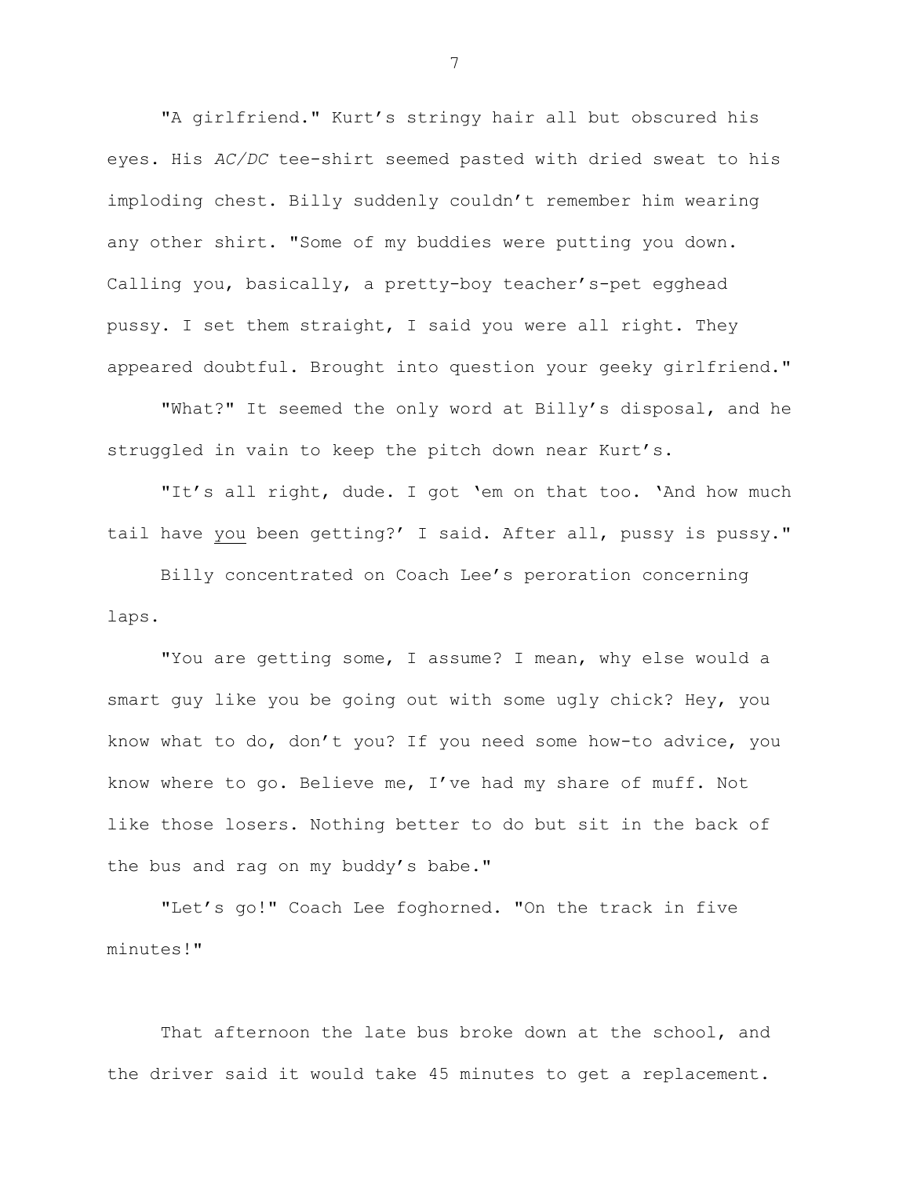"A girlfriend." Kurt's stringy hair all but obscured his eyes. His *AC/DC* tee-shirt seemed pasted with dried sweat to his imploding chest. Billy suddenly couldn't remember him wearing any other shirt. "Some of my buddies were putting you down. Calling you, basically, a pretty-boy teacher's-pet egghead pussy. I set them straight, I said you were all right. They appeared doubtful. Brought into question your geeky girlfriend."

"What?" It seemed the only word at Billy's disposal, and he struggled in vain to keep the pitch down near Kurt's.

"It's all right, dude. I got 'em on that too. 'And how much tail have <u>you</u> been getting?' I said. After all, pussy is pussy."

Billy concentrated on Coach Lee's peroration concerning laps.

"You are getting some, I assume? I mean, why else would a smart guy like you be going out with some ugly chick? Hey, you know what to do, don't you? If you need some how-to advice, you know where to go. Believe me, I've had my share of muff. Not like those losers. Nothing better to do but sit in the back of the bus and rag on my buddy's babe."

"Let's go!" Coach Lee foghorned. "On the track in five minutes!"

That afternoon the late bus broke down at the school, and the driver said it would take 45 minutes to get a replacement.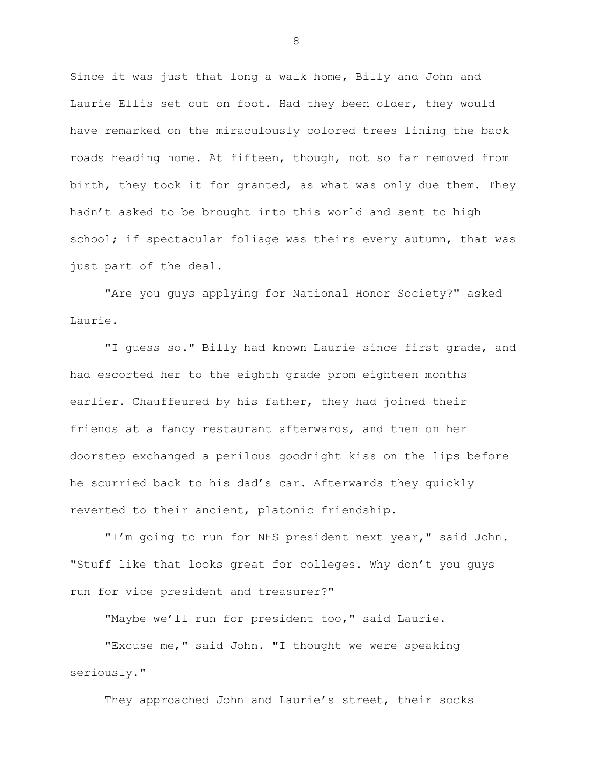Since it was just that long a walk home, Billy and John and Laurie Ellis set out on foot. Had they been older, they would have remarked on the miraculously colored trees lining the back roads heading home. At fifteen, though, not so far removed from birth, they took it for granted, as what was only due them. They hadn't asked to be brought into this world and sent to high school; if spectacular foliage was theirs every autumn, that was just part of the deal.

"Are you guys applying for National Honor Society?" asked Laurie.

"I guess so." Billy had known Laurie since first grade, and had escorted her to the eighth grade prom eighteen months earlier. Chauffeured by his father, they had joined their friends at a fancy restaurant afterwards, and then on her doorstep exchanged a perilous goodnight kiss on the lips before he scurried back to his dad's car. Afterwards they quickly reverted to their ancient, platonic friendship.

"I'm going to run for NHS president next year," said John. "Stuff like that looks great for colleges. Why don't you guys run for vice president and treasurer?"

"Maybe we'll run for president too," said Laurie.

"Excuse me," said John. "I thought we were speaking seriously."

They approached John and Laurie's street, their socks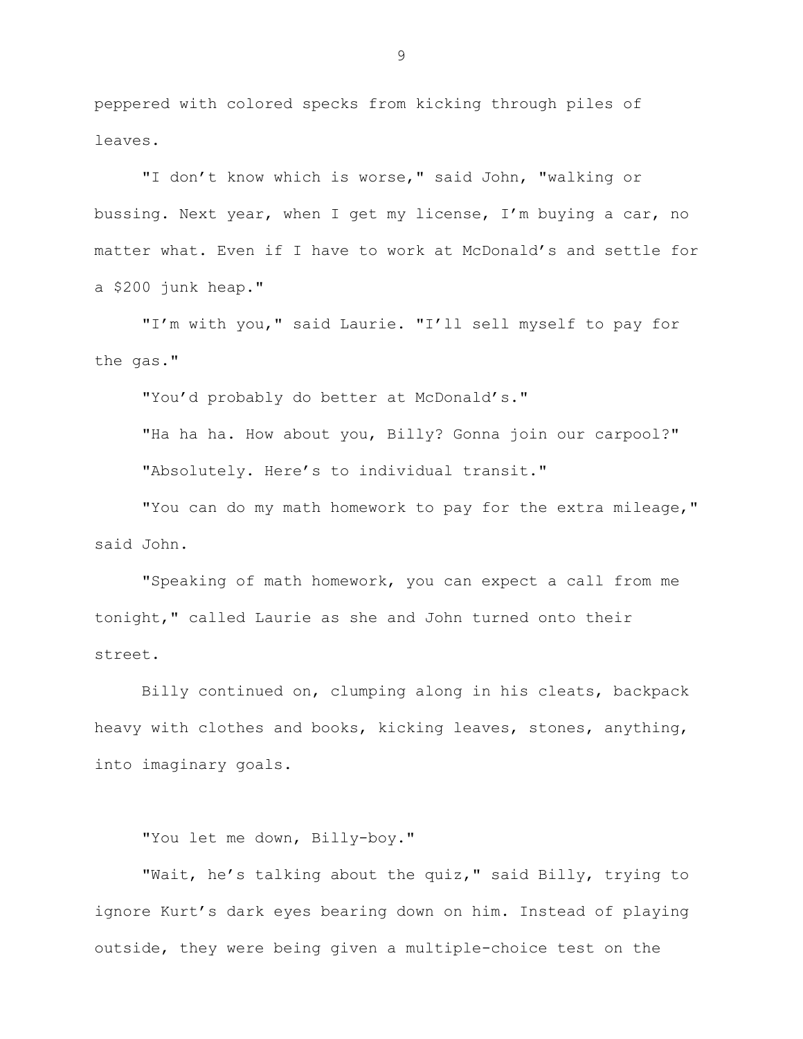peppered with colored specks from kicking through piles of leaves.

"I don't know which is worse," said John, "walking or bussing. Next year, when I get my license, I'm buying a car, no matter what. Even if I have to work at McDonald's and settle for a $200 junk heap."

"I'm with you," said Laurie. "I'll sell myself to pay for the gas."

"You'd probably do better at McDonald's."

"Ha ha ha. How about you, Billy? Gonna join our carpool?"

"Absolutely. Here's to individual transit."

"You can do my math homework to pay for the extra mileage," said John.

"Speaking of math homework, you can expect a call from me tonight," called Laurie as she and John turned onto their street.

Billy continued on, clumping along in his cleats, backpack heavy with clothes and books, kicking leaves, stones, anything, into imaginary goals.

"You let me down, Billy-boy."

"Wait, he's talking about the quiz," said Billy, trying to ignore Kurt's dark eyes bearing down on him. Instead of playing outside, they were being given a multiple-choice test on the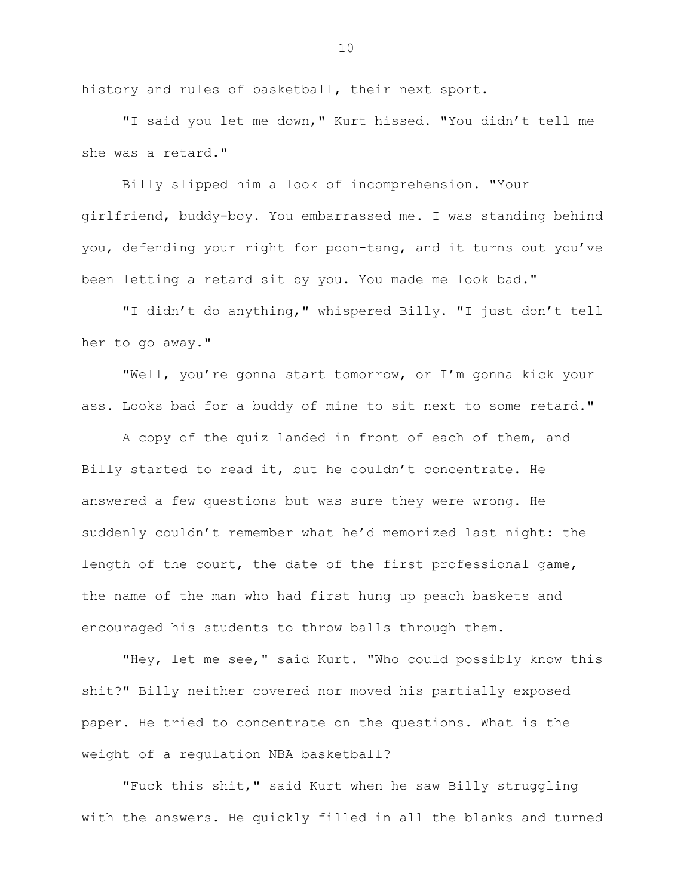history and rules of basketball, their next sport.

"I said you let me down," Kurt hissed. "You didn't tell me she was a retard."

Billy slipped him a look of incomprehension. "Your girlfriend, buddy-boy. You embarrassed me. I was standing behind you, defending your right for poon-tang, and it turns out you've been letting a retard sit by you. You made me look bad."

"I didn't do anything," whispered Billy. "I just don't tell her to go away."

"Well, you're gonna start tomorrow, or I'm gonna kick your ass. Looks bad for a buddy of mine to sit next to some retard."

A copy of the quiz landed in front of each of them, and Billy started to read it, but he couldn't concentrate. He answered a few questions but was sure they were wrong. He suddenly couldn't remember what he'd memorized last night: the length of the court, the date of the first professional game, the name of the man who had first hung up peach baskets and encouraged his students to throw balls through them.

"Hey, let me see," said Kurt. "Who could possibly know this shit?" Billy neither covered nor moved his partially exposed paper. He tried to concentrate on the questions. What is the weight of a regulation NBA basketball?

"Fuck this shit," said Kurt when he saw Billy struggling with the answers. He quickly filled in all the blanks and turned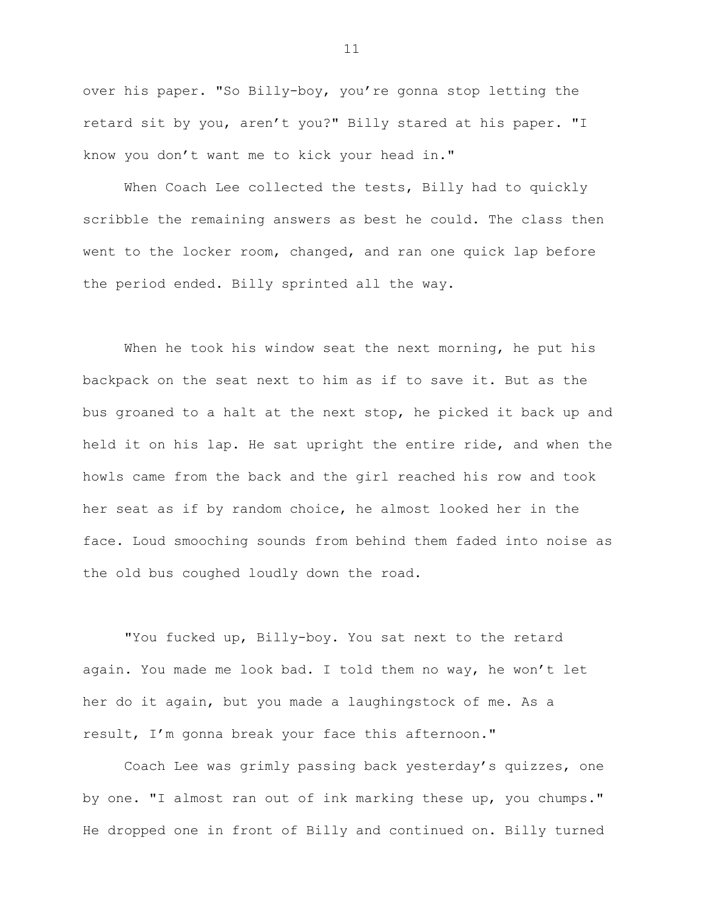over his paper. "So Billy-boy, you're gonna stop letting the retard sit by you, aren't you?" Billy stared at his paper. "I know you don't want me to kick your head in."

When Coach Lee collected the tests, Billy had to quickly scribble the remaining answers as best he could. The class then went to the locker room, changed, and ran one quick lap before the period ended. Billy sprinted all the way.

When he took his window seat the next morning, he put his backpack on the seat next to him as if to save it. But as the bus groaned to a halt at the next stop, he picked it back up and held it on his lap. He sat upright the entire ride, and when the howls came from the back and the girl reached his row and took her seat as if by random choice, he almost looked her in the face. Loud smooching sounds from behind them faded into noise as the old bus coughed loudly down the road.

"You fucked up, Billy-boy. You sat next to the retard again. You made me look bad. I told them no way, he won't let her do it again, but you made a laughingstock of me. As a result, I'm gonna break your face this afternoon."

Coach Lee was grimly passing back yesterday's quizzes, one by one. "I almost ran out of ink marking these up, you chumps." He dropped one in front of Billy and continued on. Billy turned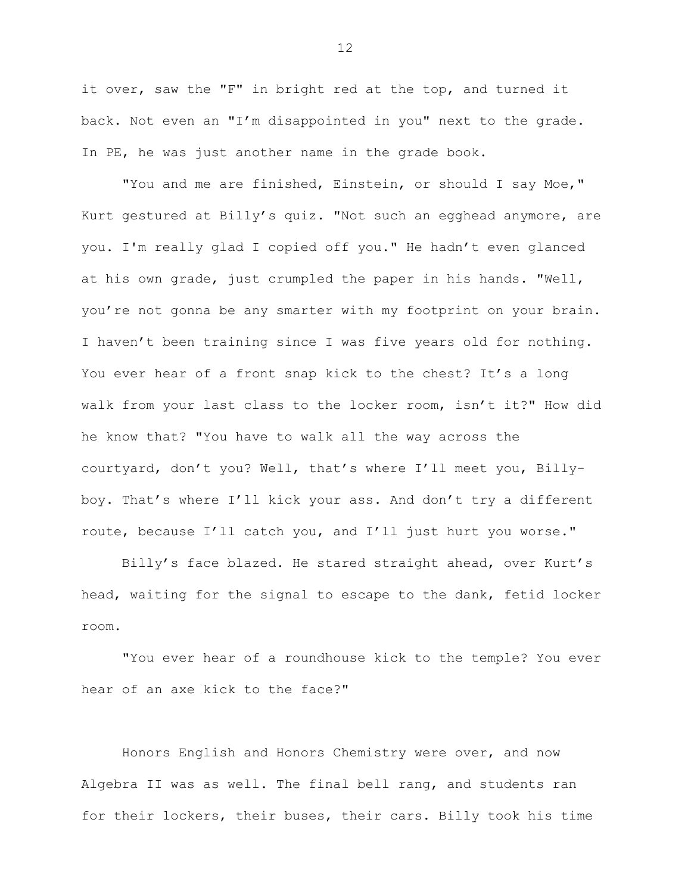it over, saw the "F" in bright red at the top, and turned it back. Not even an "I'm disappointed in you" next to the grade. In PE, he was just another name in the grade book.

"You and me are finished, Einstein, or should I say Moe," Kurt gestured at Billy's quiz. "Not such an egghead anymore, are you. I'm really glad I copied off you." He hadn't even glanced at his own grade, just crumpled the paper in his hands. "Well, you're not gonna be any smarter with my footprint on your brain. I haven't been training since I was five years old for nothing. You ever hear of a front snap kick to the chest? It's a long walk from your last class to the locker room, isn't it?" How did he know that? "You have to walk all the way across the courtyard, don't you? Well, that's where I'll meet you, Billy-boy. That's where I'll kick your ass. And don't try a different route, because I'll catch you, and I'll just hurt you worse."

Billy's face blazed. He stared straight ahead, over Kurt's head, waiting for the signal to escape to the dank, fetid locker room.

"You ever hear of a roundhouse kick to the temple? You ever hear of an axe kick to the face?"

Honors English and Honors Chemistry were over, and now Algebra II was as well. The final bell rang, and students ran for their lockers, their buses, their cars. Billy took his time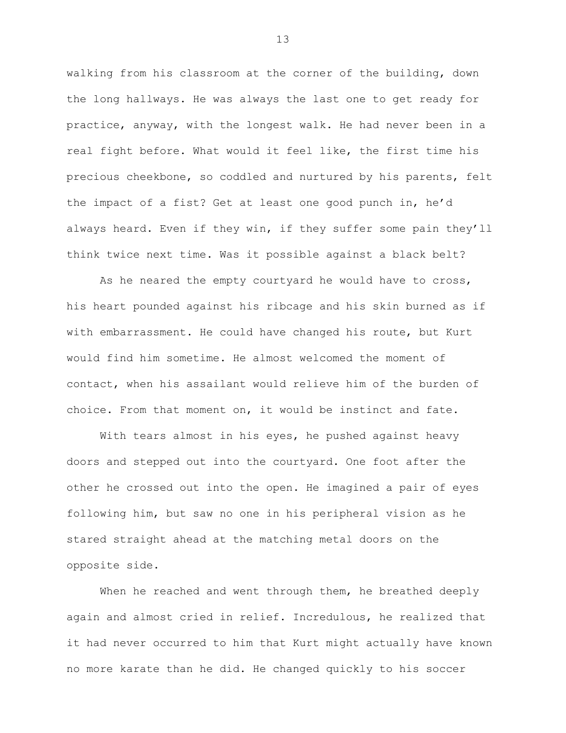walking from his classroom at the corner of the building, down the long hallways. He was always the last one to get ready for practice, anyway, with the longest walk. He had never been in a real fight before. What would it feel like, the first time his precious cheekbone, so coddled and nurtured by his parents, felt the impact of a fist? Get at least one good punch in, he'd always heard. Even if they win, if they suffer some pain they'll think twice next time. Was it possible against a black belt?

As he neared the empty courtyard he would have to cross, his heart pounded against his ribcage and his skin burned as if with embarrassment. He could have changed his route, but Kurt would find him sometime. He almost welcomed the moment of contact, when his assailant would relieve him of the burden of choice. From that moment on, it would be instinct and fate.

With tears almost in his eyes, he pushed against heavy doors and stepped out into the courtyard. One foot after the other he crossed out into the open. He imagined a pair of eyes following him, but saw no one in his peripheral vision as he stared straight ahead at the matching metal doors on the opposite side.

When he reached and went through them, he breathed deeply again and almost cried in relief. Incredulous, he realized that it had never occurred to him that Kurt might actually have known no more karate than he did. He changed quickly to his soccer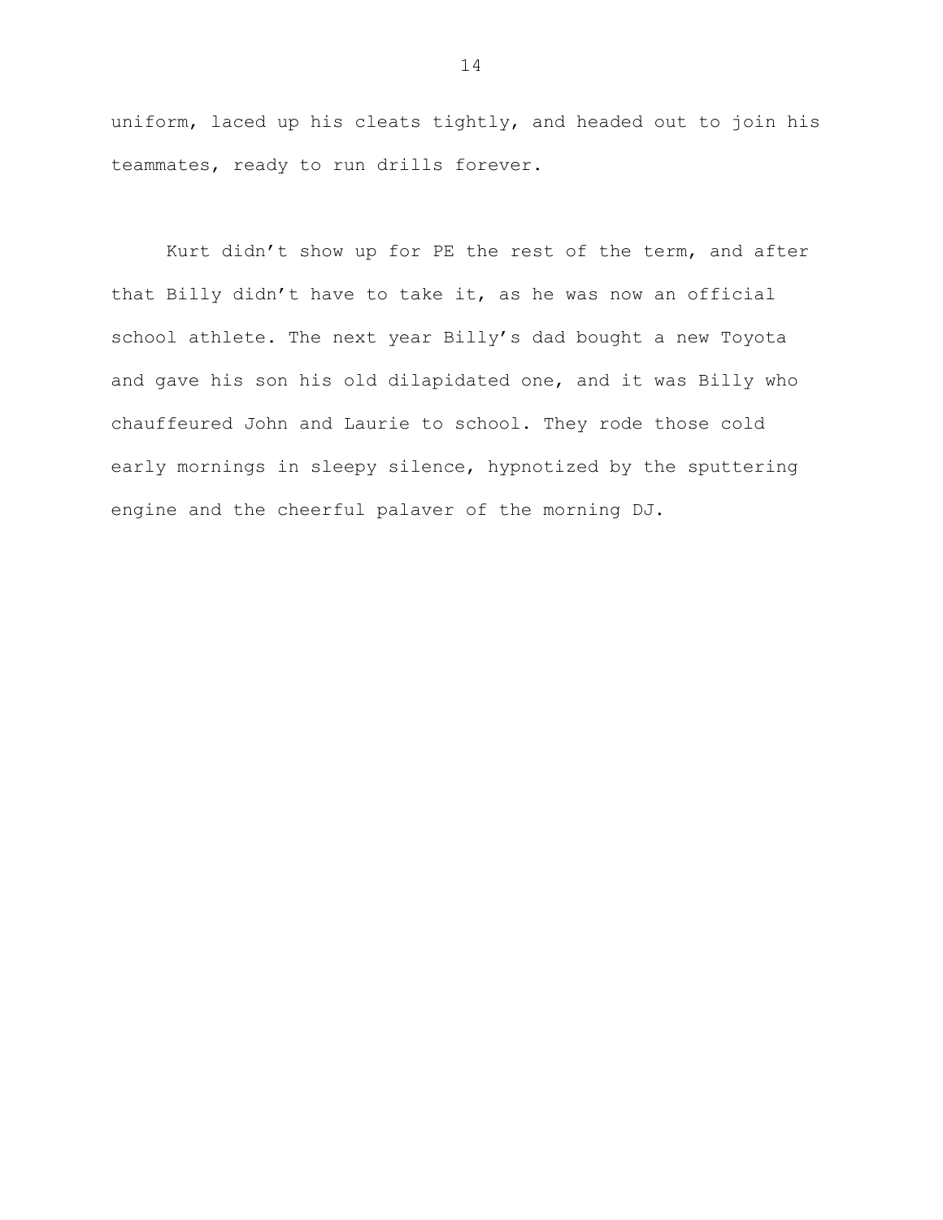uniform, laced up his cleats tightly, and headed out to join his teammates, ready to run drills forever.

Kurt didn't show up for PE the rest of the term, and after that Billy didn't have to take it, as he was now an official school athlete. The next year Billy's dad bought a new Toyota and gave his son his old dilapidated one, and it was Billy who chauffeured John and Laurie to school. They rode those cold early mornings in sleepy silence, hypnotized by the sputtering engine and the cheerful palaver of the morning DJ.